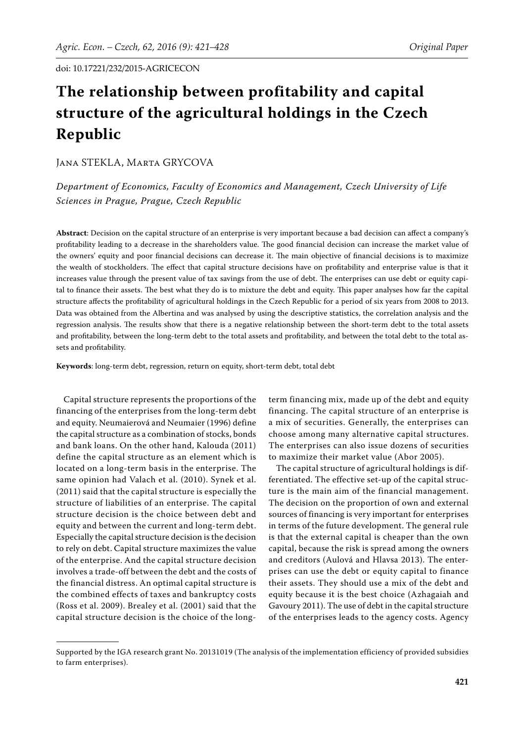doi: 10.17221/232/2015-AGRICECON

# The relationship between profitability and capital structure of the agricultural holdings in the Czech Republic

Jana STEKLA, Marta GRYCOVA

*Department of Economics, Faculty of Economics and Management, Czech University of Life Sciences in Prague, Prague, Czech Republic*

**Abstract**: Decision on the capital structure of an enterprise is very important because a bad decision can affect a company's profitability leading to a decrease in the shareholders value. The good financial decision can increase the market value of the owners' equity and poor financial decisions can decrease it. The main objective of financial decisions is to maximize the wealth of stockholders. The effect that capital structure decisions have on profitability and enterprise value is that it increases value through the present value of tax savings from the use of debt. The enterprises can use debt or equity capital to finance their assets. The best what they do is to mixture the debt and equity. This paper analyses how far the capital structure affects the profitability of agricultural holdings in the Czech Republic for a period of six years from 2008 to 2013. Data was obtained from the Albertina and was analysed by using the descriptive statistics, the correlation analysis and the regression analysis. The results show that there is a negative relationship between the short-term debt to the total assets and profitability, between the long-term debt to the total assets and profitability, and between the total debt to the total assets and profitability.

**Keywords**: long-term debt, regression, return on equity, short-term debt, total debt

Capital structure represents the proportions of the financing of the enterprises from the long-term debt and equity. Neumaierová and Neumaier (1996) define the capital structure as a combination of stocks, bonds and bank loans. On the other hand, Kalouda (2011) define the capital structure as an element which is located on a long-term basis in the enterprise. The same opinion had Valach et al. (2010). Synek et al. (2011) said that the capital structure is especially the structure of liabilities of an enterprise. The capital structure decision is the choice between debt and equity and between the current and long-term debt. Especially the capital structure decision is the decision to rely on debt. Capital structure maximizes the value of the enterprise. And the capital structure decision involves a trade-off between the debt and the costs of the financial distress. An optimal capital structure is the combined effects of taxes and bankruptcy costs (Ross et al. 2009). Brealey et al. (2001) said that the capital structure decision is the choice of the long-term financing mix, made up of the debt and equity financing. The capital structure of an enterprise is a mix of securities. Generally, the enterprises can choose among many alternative capital structures. The enterprises can also issue dozens of securities to maximize their market value (Abor 2005).

The capital structure of agricultural holdings is differentiated. The effective set-up of the capital structure is the main aim of the financial management. The decision on the proportion of own and external sources of financing is very important for enterprises in terms of the future development. The general rule is that the external capital is cheaper than the own capital, because the risk is spread among the owners and creditors (Aulová and Hlavsa 2013). The enterprises can use the debt or equity capital to finance their assets. They should use a mix of the debt and equity because it is the best choice (Azhagaiah and Gavoury 2011). The use of debt in the capital structure of the enterprises leads to the agency costs. Agency

Supported by the IGA research grant No. 20131019 (The analysis of the implementation efficiency of provided subsidies to farm enterprises).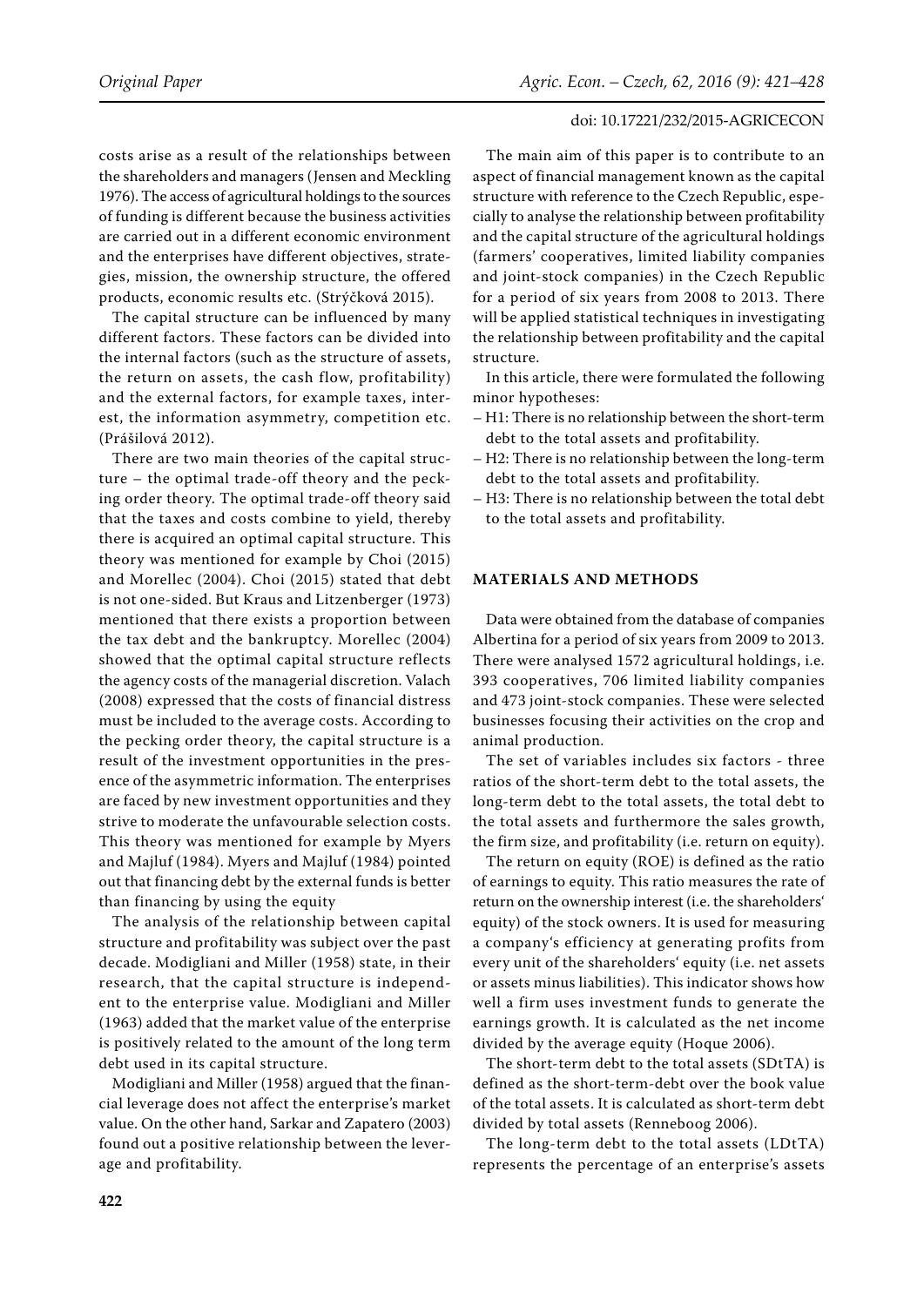costs arise as a result of the relationships between the shareholders and managers (Jensen and Meckling 1976). The access of agricultural holdings to the sources of funding is different because the business activities are carried out in a different economic environment and the enterprises have different objectives, strategies, mission, the ownership structure, the offered products, economic results etc. (Strýčková 2015).

The capital structure can be influenced by many different factors. These factors can be divided into the internal factors (such as the structure of assets, the return on assets, the cash flow, profitability) and the external factors, for example taxes, interest, the information asymmetry, competition etc. (Prášilová 2012).

There are two main theories of the capital structure – the optimal trade-off theory and the pecking order theory. The optimal trade-off theory said that the taxes and costs combine to yield, thereby there is acquired an optimal capital structure. This theory was mentioned for example by Choi (2015) and Morellec (2004). Choi (2015) stated that debt is not one-sided. But Kraus and Litzenberger (1973) mentioned that there exists a proportion between the tax debt and the bankruptcy. Morellec (2004) showed that the optimal capital structure reflects the agency costs of the managerial discretion. Valach (2008) expressed that the costs of financial distress must be included to the average costs. According to the pecking order theory, the capital structure is a result of the investment opportunities in the presence of the asymmetric information. The enterprises are faced by new investment opportunities and they strive to moderate the unfavourable selection costs. This theory was mentioned for example by Myers and Majluf (1984). Myers and Majluf (1984) pointed out that financing debt by the external funds is better than financing by using the equity

The analysis of the relationship between capital structure and profitability was subject over the past decade. Modigliani and Miller (1958) state, in their research, that the capital structure is independent to the enterprise value. Modigliani and Miller (1963) added that the market value of the enterprise is positively related to the amount of the long term debt used in its capital structure.

Modigliani and Miller (1958) argued that the financial leverage does not affect the enterprise's market value. On the other hand, Sarkar and Zapatero (2003) found out a positive relationship between the leverage and profitability.

The main aim of this paper is to contribute to an aspect of financial management known as the capital structure with reference to the Czech Republic, especially to analyse the relationship between profitability and the capital structure of the agricultural holdings (farmers' cooperatives, limited liability companies and joint-stock companies) in the Czech Republic for a period of six years from 2008 to 2013. There will be applied statistical techniques in investigating the relationship between profitability and the capital structure.

In this article, there were formulated the following minor hypotheses:

- H1: There is no relationship between the short-term debt to the total assets and profitability.
- H2: There is no relationship between the long-term debt to the total assets and profitability.
- H3: There is no relationship between the total debt to the total assets and profitability.

## MATERIALS AND METHODS

Data were obtained from the database of companies Albertina for a period of six years from 2009 to 2013. There were analysed 1572 agricultural holdings, i.e. 393 cooperatives, 706 limited liability companies and 473 joint-stock companies. These were selected businesses focusing their activities on the crop and animal production.

The set of variables includes six factors - three ratios of the short-term debt to the total assets, the long-term debt to the total assets, the total debt to the total assets and furthermore the sales growth, the firm size, and profitability (i.e. return on equity).

The return on equity (ROE) is defined as the ratio of earnings to equity. This ratio measures the rate of return on the ownership interest (i.e. the shareholders' equity) of the stock owners. It is used for measuring a company's efficiency at generating profits from every unit of the shareholders' equity (i.e. net assets or assets minus liabilities). This indicator shows how well a firm uses investment funds to generate the earnings growth. It is calculated as the net income divided by the average equity (Hoque 2006).

The short-term debt to the total assets (SDtTA) is defined as the short-term-debt over the book value of the total assets. It is calculated as short-term debt divided by total assets (Renneboog 2006).

The long-term debt to the total assets (LDtTA) represents the percentage of an enterprise's assets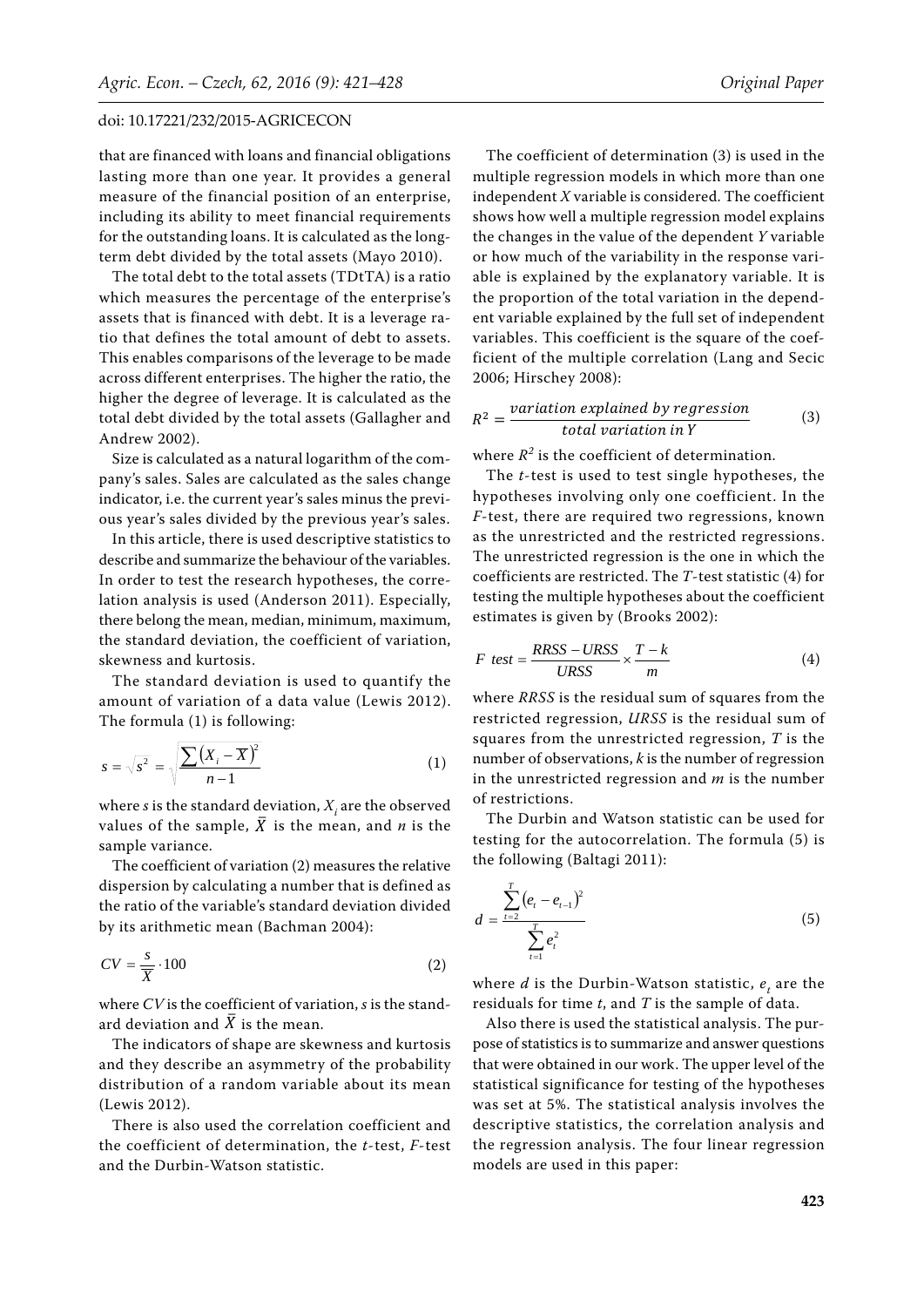that are financed with loans and financial obligations lasting more than one year. It provides a general measure of the financial position of an enterprise, including its ability to meet financial requirements for the outstanding loans. It is calculated as the long-term debt divided by the total assets (Mayo 2010).

The total debt to the total assets (TDtTA) is a ratio which measures the percentage of the enterprise's assets that is financed with debt. It is a leverage ratio that defines the total amount of debt to assets. This enables comparisons of the leverage to be made across different enterprises. The higher the ratio, the higher the degree of leverage. It is calculated as the total debt divided by the total assets (Gallagher and Andrew 2002).

Size is calculated as a natural logarithm of the company's sales. Sales are calculated as the sales change indicator, i.e. the current year's sales minus the previous year's sales divided by the previous year's sales.

In this article, there is used descriptive statistics to describe and summarize the behaviour of the variables. In order to test the research hypotheses, the correlation analysis is used (Anderson 2011). Especially, there belong the mean, median, minimum, maximum, the standard deviation, the coefficient of variation, skewness and kurtosis.

The standard deviation is used to quantify the amount of variation of a data value (Lewis 2012). The formula (1) is following:

$$s = \sqrt{s^2} = \sqrt{\frac{\sum \left(X_i - \overline{X}\right)^2}{n-1}} \tag{1}$$

where $s$ is the standard deviation, $X_i$ are the observed values of the sample, $\bar{X}$ is the mean, and $n$ is the sample variance.

The coefficient of variation (2) measures the relative dispersion by calculating a number that is defined as the ratio of the variable's standard deviation divided by its arithmetic mean (Bachman 2004):

$$CV = \frac{s}{\overline{X}} \cdot 100 \tag{2}$$

where $CV$ is the coefficient of variation, $s$ is the standard deviation and $\bar{X}$ is the mean.

The indicators of shape are skewness and kurtosis and they describe an asymmetry of the probability distribution of a random variable about its mean (Lewis 2012).

There is also used the correlation coefficient and the coefficient of determination, the $t$-test, $F$-test and the Durbin-Watson statistic.

The coefficient of determination (3) is used in the multiple regression models in which more than one independent $X$ variable is considered. The coefficient shows how well a multiple regression model explains the changes in the value of the dependent $Y$ variable or how much of the variability in the response variable is explained by the explanatory variable. It is the proportion of the total variation in the dependent variable explained by the full set of independent variables. This coefficient is the square of the coefficient of the multiple correlation (Lang and Secic 2006; Hirschey 2008):

$$R^2 = \frac{variation\ explained\ by\ regression}{total\ variation\ in\ Y} \tag{3}$$

where $R^2$ is the coefficient of determination.

The $t$-test is used to test single hypotheses, the hypotheses involving only one coefficient. In the $F$-test, there are required two regressions, known as the unrestricted and the restricted regressions. The unrestricted regression is the one in which the coefficients are restricted. The $T$-test statistic (4) for testing the multiple hypotheses about the coefficient estimates is given by (Brooks 2002):

$$F\ test = \frac{RRSS - URSS}{URSS} \times \frac{T-k}{m} \tag{4}$$

where $RRSS$ is the residual sum of squares from the restricted regression, $URSS$ is the residual sum of squares from the unrestricted regression, $T$ is the number of observations, $k$ is the number of regression in the unrestricted regression and $m$ is the number of restrictions.

The Durbin and Watson statistic can be used for testing for the autocorrelation. The formula (5) is the following (Baltagi 2011):

$$d = \frac{\sum_{t=2}^{T} \left(e_t - e_{t-1}\right)^2}{\sum_{t=1}^{T} e_t^2} \tag{5}$$

where $d$ is the Durbin-Watson statistic, $e_t$ are the residuals for time $t$, and $T$ is the sample of data.

Also there is used the statistical analysis. The purpose of statistics is to summarize and answer questions that were obtained in our work. The upper level of the statistical significance for testing of the hypotheses was set at 5%. The statistical analysis involves the descriptive statistics, the correlation analysis and the regression analysis. The four linear regression models are used in this paper: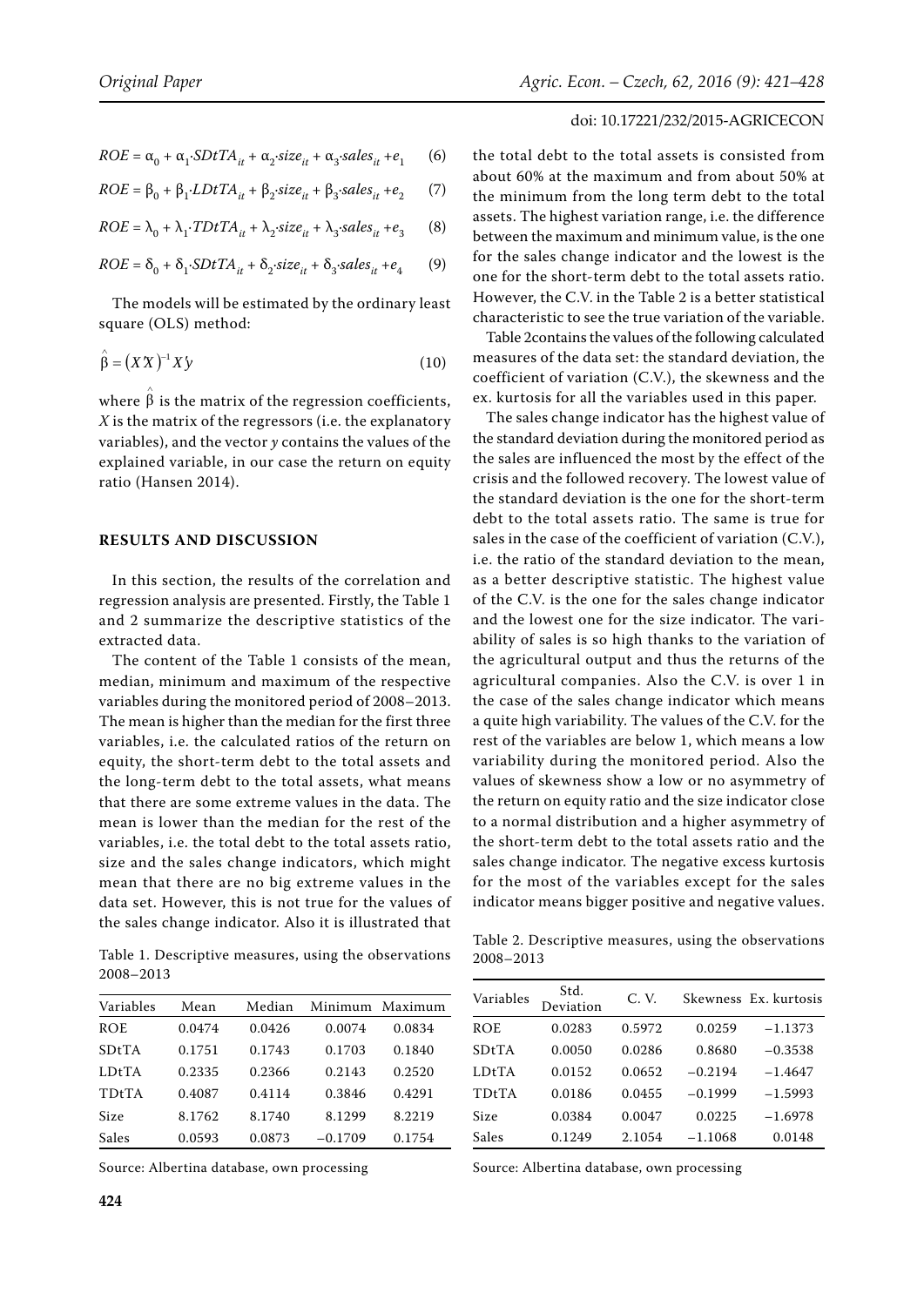$$ROE = \alpha_0 + \alpha_1 \cdot SDtTA_{it} + \alpha_2 \cdot size_{it} + \alpha_3 \cdot sales_{it} + e_1 \quad (6)$$

$$ROE = \beta_0 + \beta_1 \cdot LDtTA_{it} + \beta_2 \cdot size_{it} + \beta_3 \cdot sales_{it} + e_2 \quad (7)$$

$$ROE = \lambda_0 + \lambda_1 \cdot TDtTA_{it} + \lambda_2 \cdot size_{it} + \lambda_3 \cdot sales_{it} + e_3 \quad (8)$$

$$ROE = \delta_0 + \delta_1 \cdot SDtTA_{it} + \delta_2 \cdot size_{it} + \delta_3 \cdot sales_{it} + e_4 \quad (9)$$

The models will be estimated by the ordinary least square (OLS) method:

$$\hat{\beta} = (X'X)^{-1} X'y \quad (10)$$

where $\hat{\beta}$ is the matrix of the regression coefficients, $X$ is the matrix of the regressors (i.e. the explanatory variables), and the vector $y$ contains the values of the explained variable, in our case the return on equity ratio (Hansen 2014).

## RESULTS AND DISCUSSION

In this section, the results of the correlation and regression analysis are presented. Firstly, the Table 1 and 2 summarize the descriptive statistics of the extracted data.

The content of the Table 1 consists of the mean, median, minimum and maximum of the respective variables during the monitored period of 2008–2013. The mean is higher than the median for the first three variables, i.e. the calculated ratios of the return on equity, the short-term debt to the total assets and the long-term debt to the total assets, what means that there are some extreme values in the data. The mean is lower than the median for the rest of the variables, i.e. the total debt to the total assets ratio, size and the sales change indicators, which might mean that there are no big extreme values in the data set. However, this is not true for the values of the sales change indicator. Also it is illustrated that the total debt to the total assets is consisted from about 60% at the maximum and from about 50% at the minimum from the long term debt to the total assets. The highest variation range, i.e. the difference between the maximum and minimum value, is the one for the sales change indicator and the lowest is the one for the short-term debt to the total assets ratio. However, the C.V. in the Table 2 is a better statistical characteristic to see the true variation of the variable.

Table 2contains the values of the following calculated measures of the data set: the standard deviation, the coefficient of variation (C.V.), the skewness and the ex. kurtosis for all the variables used in this paper.

The sales change indicator has the highest value of the standard deviation during the monitored period as the sales are influenced the most by the effect of the crisis and the followed recovery. The lowest value of the standard deviation is the one for the short-term debt to the total assets ratio. The same is true for sales in the case of the coefficient of variation (C.V.), i.e. the ratio of the standard deviation to the mean, as a better descriptive statistic. The highest value of the C.V. is the one for the sales change indicator and the lowest one for the size indicator. The variability of sales is so high thanks to the variation of the agricultural output and thus the returns of the agricultural companies. Also the C.V. is over 1 in the case of the sales change indicator which means a quite high variability. The values of the C.V. for the rest of the variables are below 1, which means a low variability during the monitored period. Also the values of skewness show a low or no asymmetry of the return on equity ratio and the size indicator close to a normal distribution and a higher asymmetry of the short-term debt to the total assets ratio and the sales change indicator. The negative excess kurtosis for the most of the variables except for the sales indicator means bigger positive and negative values.

Table 1. Descriptive measures, using the observations 2008–2013

| Variables | Mean | Median | Minimum | Maximum |
|---|---|---|---|---|
| ROE | 0.0474 | 0.0426 | 0.0074 | 0.0834 |
| SDtTA | 0.1751 | 0.1743 | 0.1703 | 0.1840 |
| LDtTA | 0.2335 | 0.2366 | 0.2143 | 0.2520 |
| TDtTA | 0.4087 | 0.4114 | 0.3846 | 0.4291 |
| Size | 8.1762 | 8.1740 | 8.1299 | 8.2219 |
| Sales | 0.0593 | 0.0873 | −0.1709 | 0.1754 |

Source: Albertina database, own processing

Table 2. Descriptive measures, using the observations 2008–2013

| Variables | Std. Deviation | C. V. | Skewness | Ex. kurtosis |
|---|---|---|---|---|
| ROE | 0.0283 | 0.5972 | 0.0259 | −1.1373 |
| SDtTA | 0.0050 | 0.0286 | 0.8680 | −0.3538 |
| LDtTA | 0.0152 | 0.0652 | −0.2194 | −1.4647 |
| TDtTA | 0.0186 | 0.0455 | −0.1999 | −1.5993 |
| Size | 0.0384 | 0.0047 | 0.0225 | −1.6978 |
| Sales | 0.1249 | 2.1054 | −1.1068 | 0.0148 |

Source: Albertina database, own processing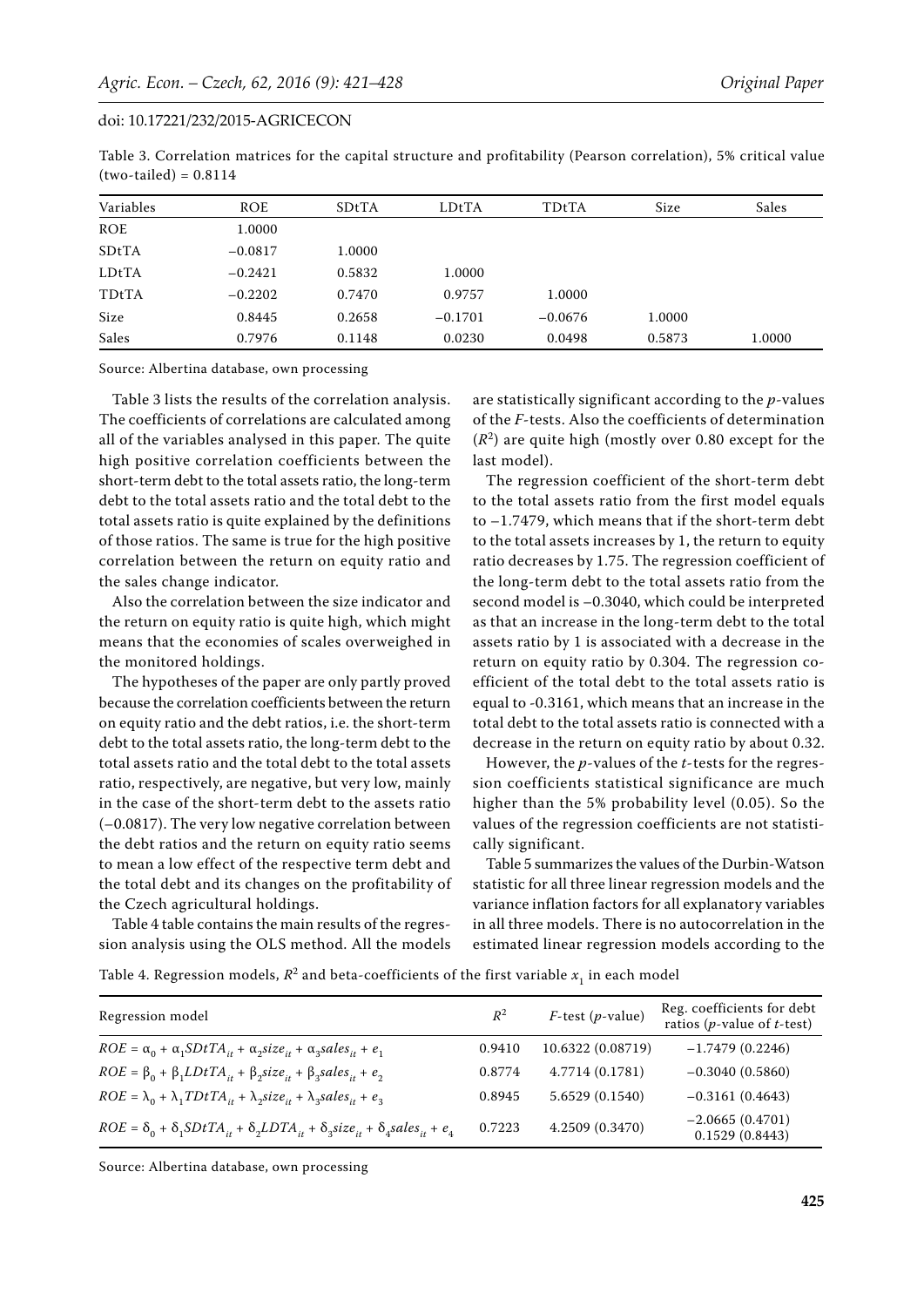Table 3. Correlation matrices for the capital structure and profitability (Pearson correlation), 5% critical value (two-tailed) = 0.8114

| Variables | ROE | SDtTA | LDtTA | TDtTA | Size | Sales |
|---|---|---|---|---|---|---|
| ROE | 1.0000 | | | | | |
| SDtTA | −0.0817 | 1.0000 | | | | |
| LDtTA | −0.2421 | 0.5832 | 1.0000 | | | |
| TDtTA | −0.2202 | 0.7470 | 0.9757 | 1.0000 | | |
| Size | 0.8445 | 0.2658 | −0.1701 | −0.0676 | 1.0000 | |
| Sales | 0.7976 | 0.1148 | 0.0230 | 0.0498 | 0.5873 | 1.0000 |

Source: Albertina database, own processing

Table 3 lists the results of the correlation analysis. The coefficients of correlations are calculated among all of the variables analysed in this paper. The quite high positive correlation coefficients between the short-term debt to the total assets ratio, the long-term debt to the total assets ratio and the total debt to the total assets ratio is quite explained by the definitions of those ratios. The same is true for the high positive correlation between the return on equity ratio and the sales change indicator.

Also the correlation between the size indicator and the return on equity ratio is quite high, which might means that the economies of scales overweighed in the monitored holdings.

The hypotheses of the paper are only partly proved because the correlation coefficients between the return on equity ratio and the debt ratios, i.e. the short-term debt to the total assets ratio, the long-term debt to the total assets ratio and the total debt to the total assets ratio, respectively, are negative, but very low, mainly in the case of the short-term debt to the assets ratio (−0.0817). The very low negative correlation between the debt ratios and the return on equity ratio seems to mean a low effect of the respective term debt and the total debt and its changes on the profitability of the Czech agricultural holdings.

Table 4 table contains the main results of the regression analysis using the OLS method. All the models are statistically significant according to the *p*-values of the *F*-tests. Also the coefficients of determination ($R^2$) are quite high (mostly over 0.80 except for the last model).

The regression coefficient of the short-term debt to the total assets ratio from the first model equals to −1.7479, which means that if the short-term debt to the total assets increases by 1, the return to equity ratio decreases by 1.75. The regression coefficient of the long-term debt to the total assets ratio from the second model is –0.3040, which could be interpreted as that an increase in the long-term debt to the total assets ratio by 1 is associated with a decrease in the return on equity ratio by 0.304. The regression coefficient of the total debt to the total assets ratio is equal to -0.3161, which means that an increase in the total debt to the total assets ratio is connected with a decrease in the return on equity ratio by about 0.32.

However, the *p*-values of the *t*-tests for the regression coefficients statistical significance are much higher than the 5% probability level (0.05). So the values of the regression coefficients are not statistically significant.

Table 5 summarizes the values of the Durbin-Watson statistic for all three linear regression models and the variance inflation factors for all explanatory variables in all three models. There is no autocorrelation in the estimated linear regression models according to the

Table 4. Regression models, $R^2$ and beta-coefficients of the first variable $x_1$ in each model

| Regression model | $R^2$ | *F*-test (*p*-value) | Reg. coefficients for debt ratios (*p*-value of *t*-test) |
|---|---|---|---|
| $ROE = \alpha_0 + \alpha_1 SDtTA_{it} + \alpha_2 size_{it} + \alpha_3 sales_{it} + e_1$ | 0.9410 | 10.6322 (0.08719) | −1.7479 (0.2246) |
| $ROE = \beta_0 + \beta_1 LDtTA_{it} + \beta_2 size_{it} + \beta_3 sales_{it} + e_2$ | 0.8774 | 4.7714 (0.1781) | −0.3040 (0.5860) |
| $ROE = \lambda_0 + \lambda_1 TDtTA_{it} + \lambda_2 size_{it} + \lambda_3 sales_{it} + e_3$ | 0.8945 | 5.6529 (0.1540) | −0.3161 (0.4643) |
| $ROE = \delta_0 + \delta_1 SDtTA_{it} + \delta_2 LDTA_{it} + \delta_3 size_{it} + \delta_4 sales_{it} + e_4$ | 0.7223 | 4.2509 (0.3470) | −2.0665 (0.4701) 0.1529 (0.8443) |

Source: Albertina database, own processing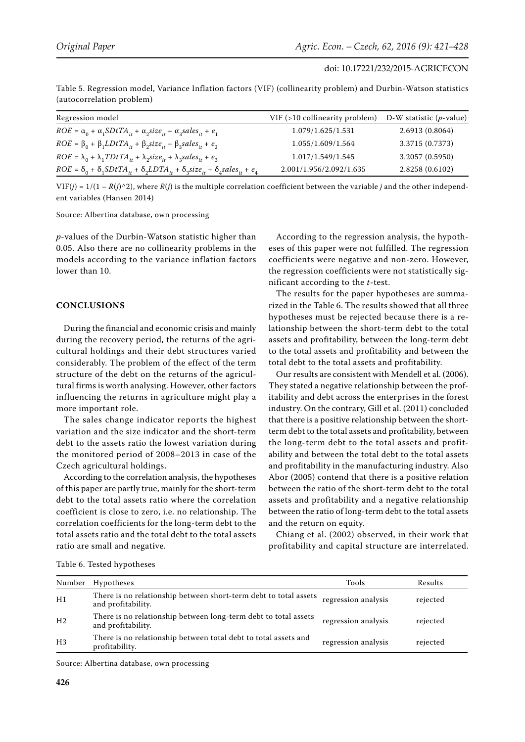Table 5. Regression model, Variance Inflation factors (VIF) (collinearity problem) and Durbin-Watson statistics (autocorrelation problem)

| Regression model | VIF (>10 collinearity problem) | D-W statistic (*p*-value) |
|---|---|---|
| $ROE = \alpha_0 + \alpha_1 SDtTA_{it} + \alpha_2 size_{it} + \alpha_3 sales_{it} + e_1$ | 1.079/1.625/1.531 | 2.6913 (0.8064) |
| $ROE = \beta_0 + \beta_1 LDtTA_{it} + \beta_2 size_{it} + \beta_3 sales_{it} + e_2$ | 1.055/1.609/1.564 | 3.3715 (0.7373) |
| $ROE = \lambda_0 + \lambda_1 TDtTA_{it} + \lambda_2 size_{it} + \lambda_3 sales_{it} + e_3$ | 1.017/1.549/1.545 | 3.2057 (0.5950) |
| $ROE = \delta_0 + \delta_1 SDtTA_{it} + \delta_2 LDTA_{it} + \delta_3 size_{it} + \delta_4 sales_{it} + e_4$ | 2.001/1.956/2.092/1.635 | 2.8258 (0.6102) |

VIF($j$) = $1/(1 - R(j)^2)$, where $R(j)$ is the multiple correlation coefficient between the variable $j$ and the other independent variables (Hansen 2014)

Source: Albertina database, own processing

*p*-values of the Durbin-Watson statistic higher than 0.05. Also there are no collinearity problems in the models according to the variance inflation factors lower than 10.

## CONCLUSIONS

During the financial and economic crisis and mainly during the recovery period, the returns of the agricultural holdings and their debt structures varied considerably. The problem of the effect of the term structure of the debt on the returns of the agricultural firms is worth analysing. However, other factors influencing the returns in agriculture might play a more important role.

The sales change indicator reports the highest variation and the size indicator and the short-term debt to the assets ratio the lowest variation during the monitored period of 2008–2013 in case of the Czech agricultural holdings.

According to the correlation analysis, the hypotheses of this paper are partly true, mainly for the short-term debt to the total assets ratio where the correlation coefficient is close to zero, i.e. no relationship. The correlation coefficients for the long-term debt to the total assets ratio and the total debt to the total assets ratio are small and negative.

According to the regression analysis, the hypotheses of this paper were not fulfilled. The regression coefficients were negative and non-zero. However, the regression coefficients were not statistically significant according to the *t*-test.

The results for the paper hypotheses are summarized in the Table 6. The results showed that all three hypotheses must be rejected because there is a relationship between the short-term debt to the total assets and profitability, between the long-term debt to the total assets and profitability and between the total debt to the total assets and profitability.

Our results are consistent with Mendell et al. (2006). They stated a negative relationship between the profitability and debt across the enterprises in the forest industry. On the contrary, Gill et al. (2011) concluded that there is a positive relationship between the short-term debt to the total assets and profitability, between the long-term debt to the total assets and profitability and between the total debt to the total assets and profitability in the manufacturing industry. Also Abor (2005) contend that there is a positive relation between the ratio of the short-term debt to the total assets and profitability and a negative relationship between the ratio of long-term debt to the total assets and the return on equity.

Chiang et al. (2002) observed, in their work that profitability and capital structure are interrelated.

Table 6. Tested hypotheses

| Number | Hypotheses | Tools | Results |
|---|---|---|---|
| H1 | There is no relationship between short-term debt to total assets and profitability. | regression analysis | rejected |
| H2 | There is no relationship between long-term debt to total assets and profitability. | regression analysis | rejected |
| H3 | There is no relationship between total debt to total assets and profitability. | regression analysis | rejected |

Source: Albertina database, own processing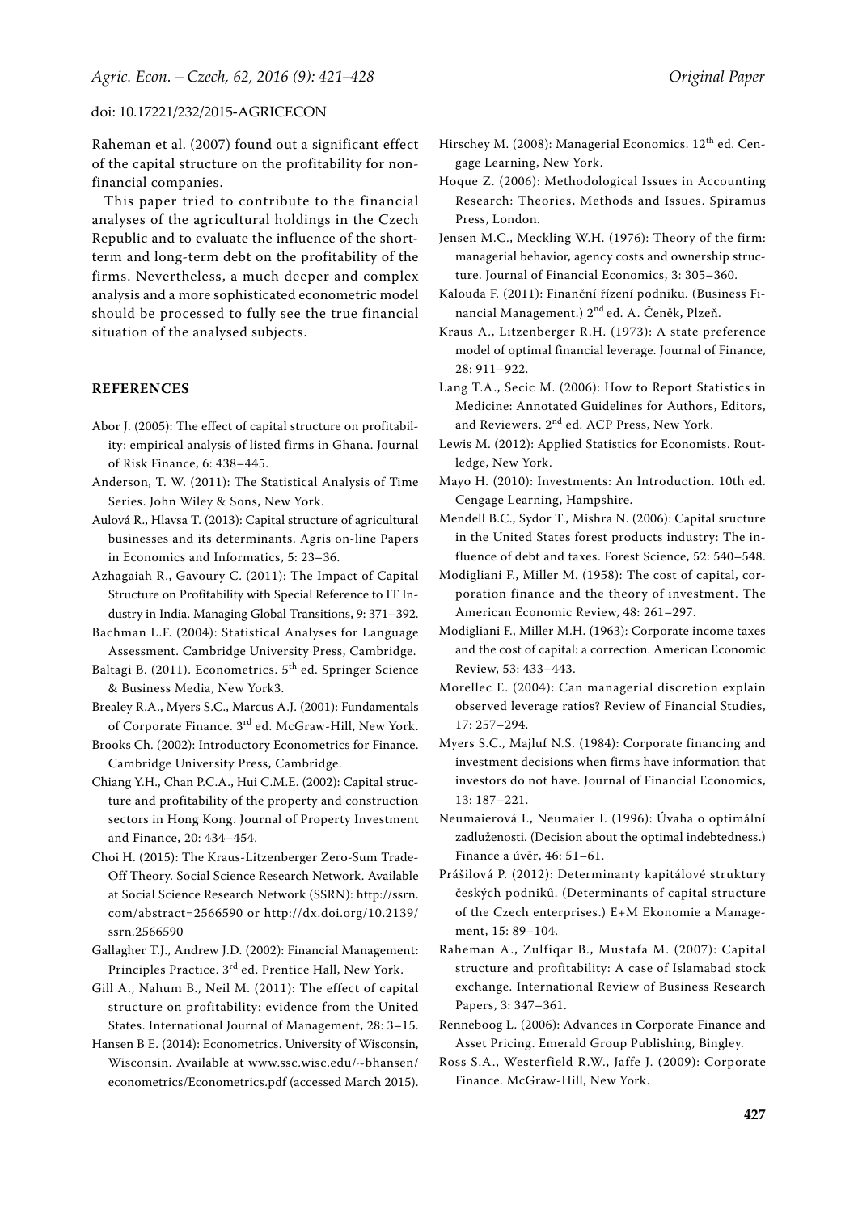Raheman et al. (2007) found out a significant effect of the capital structure on the profitability for non-financial companies.

This paper tried to contribute to the financial analyses of the agricultural holdings in the Czech Republic and to evaluate the influence of the short-term and long-term debt on the profitability of the firms. Nevertheless, a much deeper and complex analysis and a more sophisticated econometric model should be processed to fully see the true financial situation of the analysed subjects.

## REFERENCES

Abor J. (2005): The effect of capital structure on profitability: empirical analysis of listed firms in Ghana. Journal of Risk Finance, 6: 438–445.

Anderson, T. W. (2011): The Statistical Analysis of Time Series. John Wiley & Sons, New York.

Aulová R., Hlavsa T. (2013): Capital structure of agricultural businesses and its determinants. Agris on-line Papers in Economics and Informatics, 5: 23–36.

Azhagaiah R., Gavoury C. (2011): The Impact of Capital Structure on Profitability with Special Reference to IT Industry in India. Managing Global Transitions, 9: 371–392.

Bachman L.F. (2004): Statistical Analyses for Language Assessment. Cambridge University Press, Cambridge.

Baltagi B. (2011). Econometrics. 5th ed. Springer Science & Business Media, New York3.

Brealey R.A., Myers S.C., Marcus A.J. (2001): Fundamentals of Corporate Finance. 3rd ed. McGraw-Hill, New York.

Brooks Ch. (2002): Introductory Econometrics for Finance. Cambridge University Press, Cambridge.

Chiang Y.H., Chan P.C.A., Hui C.M.E. (2002): Capital structure and profitability of the property and construction sectors in Hong Kong. Journal of Property Investment and Finance, 20: 434–454.

Choi H. (2015): The Kraus-Litzenberger Zero-Sum Trade-Off Theory. Social Science Research Network. Available at Social Science Research Network (SSRN): http://ssrn.com/abstract=2566590 or http://dx.doi.org/10.2139/ssrn.2566590

Gallagher T.J., Andrew J.D. (2002): Financial Management: Principles Practice. 3rd ed. Prentice Hall, New York.

Gill A., Nahum B., Neil M. (2011): The effect of capital structure on profitability: evidence from the United States. International Journal of Management, 28: 3–15.

Hansen B E. (2014): Econometrics. University of Wisconsin, Wisconsin. Available at www.ssc.wisc.edu/~bhansen/econometrics/Econometrics.pdf (accessed March 2015).

Hirschey M. (2008): Managerial Economics. 12th ed. Cengage Learning, New York.

Hoque Z. (2006): Methodological Issues in Accounting Research: Theories, Methods and Issues. Spiramus Press, London.

Jensen M.C., Meckling W.H. (1976): Theory of the firm: managerial behavior, agency costs and ownership structure. Journal of Financial Economics, 3: 305–360.

Kalouda F. (2011): Finanční řízení podniku. (Business Financial Management.) 2nd ed. A. Čeněk, Plzeň.

Kraus A., Litzenberger R.H. (1973): A state preference model of optimal financial leverage. Journal of Finance, 28: 911–922.

Lang T.A., Secic M. (2006): How to Report Statistics in Medicine: Annotated Guidelines for Authors, Editors, and Reviewers. 2nd ed. ACP Press, New York.

Lewis M. (2012): Applied Statistics for Economists. Routledge, New York.

Mayo H. (2010): Investments: An Introduction. 10th ed. Cengage Learning, Hampshire.

Mendell B.C., Sydor T., Mishra N. (2006): Capital sructure in the United States forest products industry: The influence of debt and taxes. Forest Science, 52: 540–548.

Modigliani F., Miller M. (1958): The cost of capital, corporation finance and the theory of investment. The American Economic Review, 48: 261–297.

Modigliani F., Miller M.H. (1963): Corporate income taxes and the cost of capital: a correction. American Economic Review, 53: 433–443.

Morellec E. (2004): Can managerial discretion explain observed leverage ratios? Review of Financial Studies, 17: 257–294.

Myers S.C., Majluf N.S. (1984): Corporate financing and investment decisions when firms have information that investors do not have. Journal of Financial Economics, 13: 187–221.

Neumaierová I., Neumaier I. (1996): Úvaha o optimální zadluženosti. (Decision about the optimal indebtedness.) Finance a úvěr, 46: 51–61.

Prášilová P. (2012): Determinanty kapitálové struktury českých podniků. (Determinants of capital structure of the Czech enterprises.) E+M Ekonomie a Management, 15: 89–104.

Raheman A., Zulfiqar B., Mustafa M. (2007): Capital structure and profitability: A case of Islamabad stock exchange. International Review of Business Research Papers, 3: 347–361.

Renneboog L. (2006): Advances in Corporate Finance and Asset Pricing. Emerald Group Publishing, Bingley.

Ross S.A., Westerfield R.W., Jaffe J. (2009): Corporate Finance. McGraw-Hill, New York.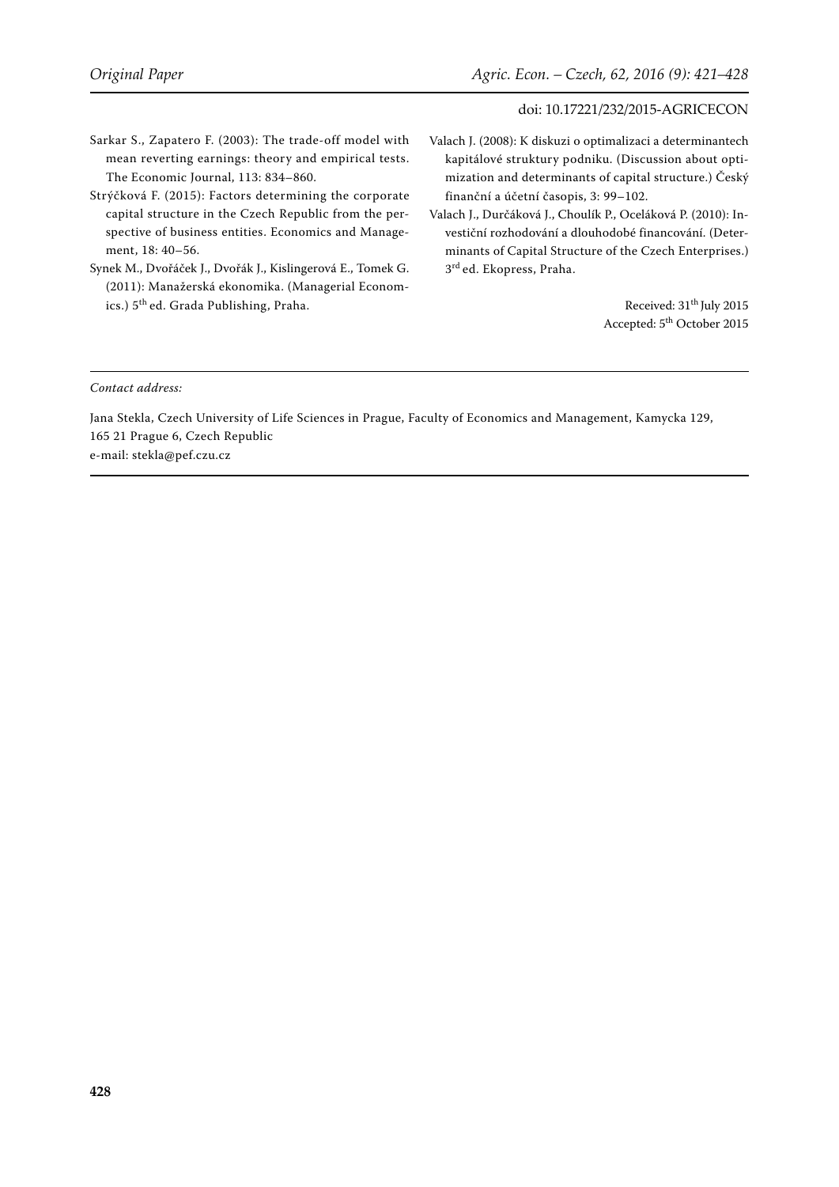Sarkar S., Zapatero F. (2003): The trade-off model with mean reverting earnings: theory and empirical tests. The Economic Journal, 113: 834–860.

Strýčková F. (2015): Factors determining the corporate capital structure in the Czech Republic from the perspective of business entities. Economics and Management, 18: 40–56.

Synek M., Dvořáček J., Dvořák J., Kislingerová E., Tomek G. (2011): Manažerská ekonomika. (Managerial Economics.) 5th ed. Grada Publishing, Praha.

Valach J. (2008): K diskuzi o optimalizaci a determinantech kapitálové struktury podniku. (Discussion about optimization and determinants of capital structure.) Český finanční a účetní časopis, 3: 99–102.

Valach J., Durčáková J., Choulík P., Oceláková P. (2010): Investiční rozhodování a dlouhodobé financování. (Determinants of Capital Structure of the Czech Enterprises.) 3rd ed. Ekopress, Praha.

Received: 31th July 2015
Accepted: 5th October 2015

*Contact address:*

Jana Stekla, Czech University of Life Sciences in Prague, Faculty of Economics and Management, Kamycka 129, 165 21 Prague 6, Czech Republic
e-mail: stekla@pef.czu.cz